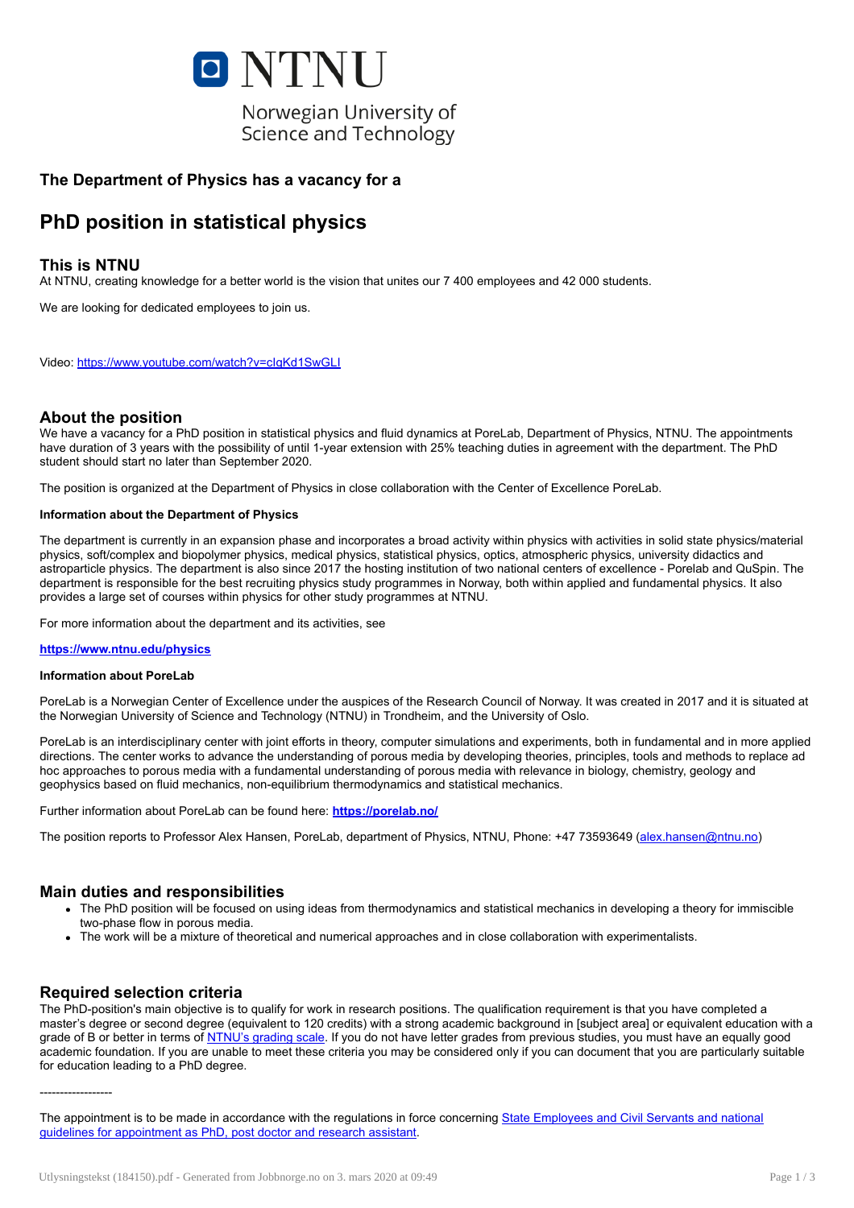NTNU

Norwegian University of Science and Technology

### The Department of Physics has a vacancy for a

# PhD position in statistical physics

## This is NTNU

At NTNU, creating knowledge for a better world is the vision that unites our 7 400 employees and 42 000 students.

We are looking for dedicated employees to join us.

Video: [https://www.youtube.com/watch?v=cIgKd1SwGLI](https://www.youtube.com/watch?v=cIgKd1SwGLI)

## About the position

We have a vacancy for a PhD position in statistical physics and fluid dynamics at PoreLab, Department of Physics, NTNU. The appointments have duration of 3 years with the possibility of until 1-year extension with 25% teaching duties in agreement with the department. The PhD student should start no later than September 2020.

The position is organized at the Department of Physics in close collaboration with the Center of Excellence PoreLab.

**Information about the Department of Physics**

The department is currently in an expansion phase and incorporates a broad activity within physics with activities in solid state physics/material physics, soft/complex and biopolymer physics, medical physics, statistical physics, optics, atmospheric physics, university didactics and astroparticle physics. The department is also since 2017 the hosting institution of two national centers of excellence - Porelab and QuSpin. The department is responsible for the best recruiting physics study programmes in Norway, both within applied and fundamental physics. It also provides a large set of courses within physics for other study programmes at NTNU.

For more information about the department and its activities, see

**[https://www.ntnu.edu/physics](https://www.ntnu.edu/physics)**

**Information about PoreLab**

PoreLab is a Norwegian Center of Excellence under the auspices of the Research Council of Norway. It was created in 2017 and it is situated at the Norwegian University of Science and Technology (NTNU) in Trondheim, and the University of Oslo.

PoreLab is an interdisciplinary center with joint efforts in theory, computer simulations and experiments, both in fundamental and in more applied directions. The center works to advance the understanding of porous media by developing theories, principles, tools and methods to replace ad hoc approaches to porous media with a fundamental understanding of porous media with relevance in biology, chemistry, geology and geophysics based on fluid mechanics, non-equilibrium thermodynamics and statistical mechanics.

Further information about PoreLab can be found here: **[https://porelab.no/](https://porelab.no/)**

The position reports to Professor Alex Hansen, PoreLab, department of Physics, NTNU, Phone: +47 73593649 ([alex.hansen@ntnu.no](mailto:alex.hansen@ntnu.no))

## Main duties and responsibilities

- The PhD position will be focused on using ideas from thermodynamics and statistical mechanics in developing a theory for immiscible two-phase flow in porous media.
- The work will be a mixture of theoretical and numerical approaches and in close collaboration with experimentalists.

## Required selection criteria

The PhD-position's main objective is to qualify for work in research positions. The qualification requirement is that you have completed a master's degree or second degree (equivalent to 120 credits) with a strong academic background in [subject area] or equivalent education with a grade of B or better in terms of [NTNU's grading scale](). If you do not have letter grades from previous studies, you must have an equally good academic foundation. If you are unable to meet these criteria you may be considered only if you can document that you are particularly suitable for education leading to a PhD degree.

------------------

The appointment is to be made in accordance with the regulations in force concerning [State Employees and Civil Servants and national guidelines for appointment as PhD, post doctor and research assistant]().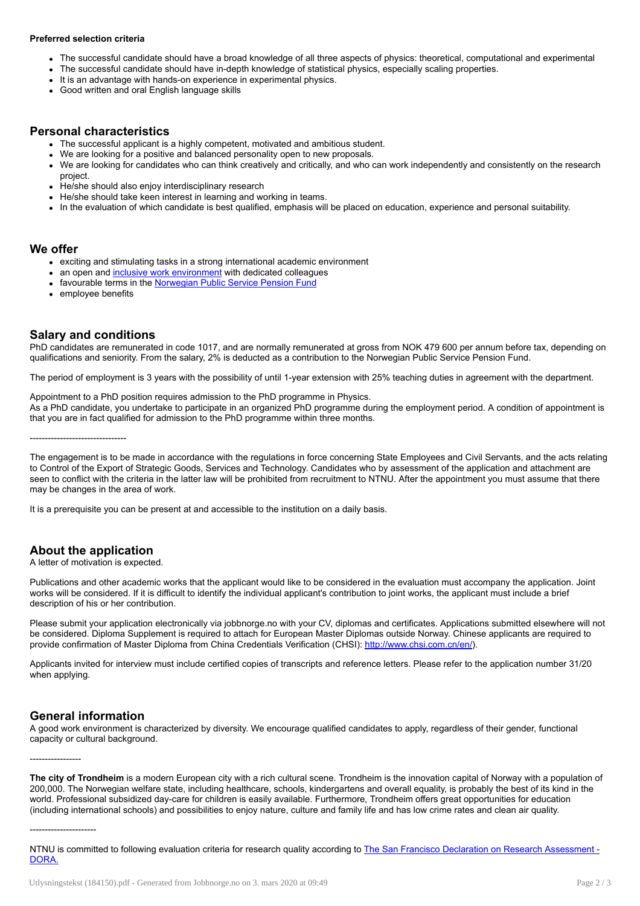**Preferred selection criteria**

- The successful candidate should have a broad knowledge of all three aspects of physics: theoretical, computational and experimental
- The successful candidate should have in-depth knowledge of statistical physics, especially scaling properties.
- It is an advantage with hands-on experience in experimental physics.
- Good written and oral English language skills

## Personal characteristics

- The successful applicant is a highly competent, motivated and ambitious student.
- We are looking for a positive and balanced personality open to new proposals.
- We are looking for candidates who can think creatively and critically, and who can work independently and consistently on the research project.
- He/she should also enjoy interdisciplinary research
- He/she should take keen interest in learning and working in teams.
- In the evaluation of which candidate is best qualified, emphasis will be placed on education, experience and personal suitability.

## We offer

- exciting and stimulating tasks in a strong international academic environment
- an open and inclusive work environment with dedicated colleagues
- favourable terms in the Norwegian Public Service Pension Fund
- employee benefits

## Salary and conditions

PhD candidates are remunerated in code 1017, and are normally remunerated at gross from NOK 479 600 per annum before tax, depending on qualifications and seniority. From the salary, 2% is deducted as a contribution to the Norwegian Public Service Pension Fund.

The period of employment is 3 years with the possibility of until 1-year extension with 25% teaching duties in agreement with the department.

Appointment to a PhD position requires admission to the PhD programme in Physics.
As a PhD candidate, you undertake to participate in an organized PhD programme during the employment period. A condition of appointment is that you are in fact qualified for admission to the PhD programme within three months.

--------------------------------

The engagement is to be made in accordance with the regulations in force concerning State Employees and Civil Servants, and the acts relating to Control of the Export of Strategic Goods, Services and Technology. Candidates who by assessment of the application and attachment are seen to conflict with the criteria in the latter law will be prohibited from recruitment to NTNU. After the appointment you must assume that there may be changes in the area of work.

It is a prerequisite you can be present at and accessible to the institution on a daily basis.

## About the application

A letter of motivation is expected.

Publications and other academic works that the applicant would like to be considered in the evaluation must accompany the application. Joint works will be considered. If it is difficult to identify the individual applicant's contribution to joint works, the applicant must include a brief description of his or her contribution.

Please submit your application electronically via jobbnorge.no with your CV, diplomas and certificates. Applications submitted elsewhere will not be considered. Diploma Supplement is required to attach for European Master Diplomas outside Norway. Chinese applicants are required to provide confirmation of Master Diploma from China Credentials Verification (CHSI): http://www.chsi.com.cn/en/).

Applicants invited for interview must include certified copies of transcripts and reference letters. Please refer to the application number 31/20 when applying.

## General information

A good work environment is characterized by diversity. We encourage qualified candidates to apply, regardless of their gender, functional capacity or cultural background.

-----------------

**The city of Trondheim** is a modern European city with a rich cultural scene. Trondheim is the innovation capital of Norway with a population of 200,000. The Norwegian welfare state, including healthcare, schools, kindergartens and overall equality, is probably the best of its kind in the world. Professional subsidized day-care for children is easily available. Furthermore, Trondheim offers great opportunities for education (including international schools) and possibilities to enjoy nature, culture and family life and has low crime rates and clean air quality.

----------------------

NTNU is committed to following evaluation criteria for research quality according to The San Francisco Declaration on Research Assessment - DORA.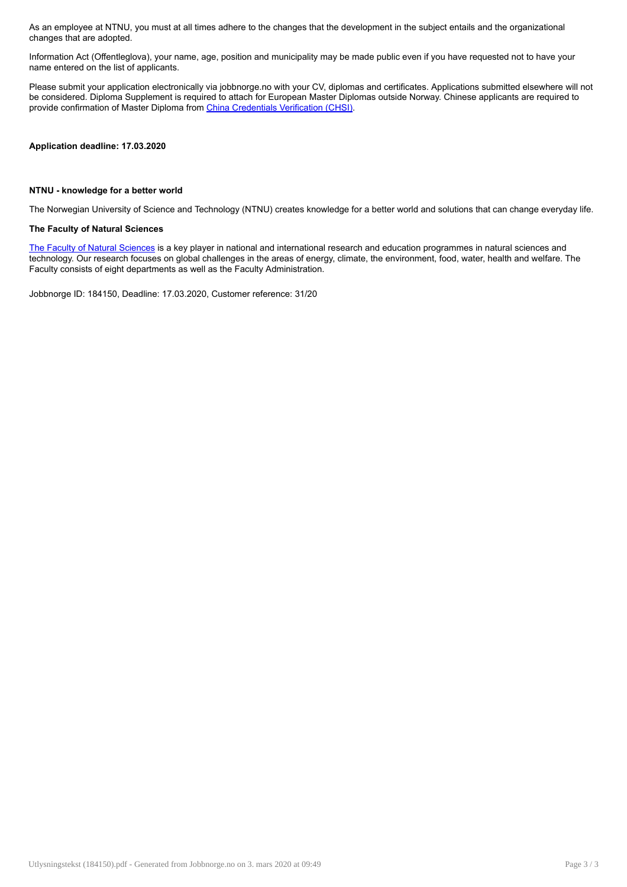As an employee at NTNU, you must at all times adhere to the changes that the development in the subject entails and the organizational changes that are adopted.

Information Act (Offentleglova), your name, age, position and municipality may be made public even if you have requested not to have your name entered on the list of applicants.

Please submit your application electronically via jobbnorge.no with your CV, diplomas and certificates. Applications submitted elsewhere will not be considered. Diploma Supplement is required to attach for European Master Diplomas outside Norway. Chinese applicants are required to provide confirmation of Master Diploma from China Credentials Verification (CHSI).

**Application deadline: 17.03.2020**

**NTNU - knowledge for a better world**

The Norwegian University of Science and Technology (NTNU) creates knowledge for a better world and solutions that can change everyday life.

**The Faculty of Natural Sciences**

The Faculty of Natural Sciences is a key player in national and international research and education programmes in natural sciences and technology. Our research focuses on global challenges in the areas of energy, climate, the environment, food, water, health and welfare. The Faculty consists of eight departments as well as the Faculty Administration.

Jobbnorge ID: 184150, Deadline: 17.03.2020, Customer reference: 31/20